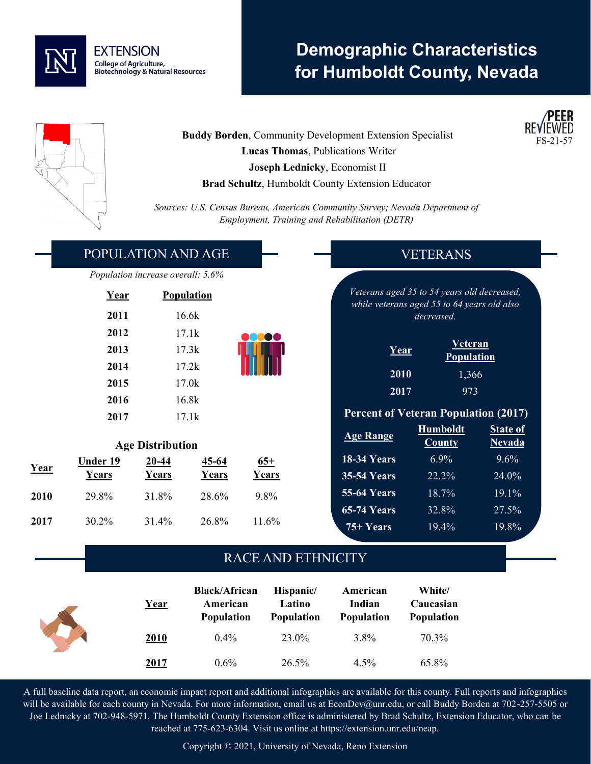EXTENSION
College of Agriculture, Biotechnology & Natural Resources

# Demographic Characteristics for Humboldt County, Nevada

PEER REVIEWED
FS-21-57

**Buddy Borden**, Community Development Extension Specialist
**Lucas Thomas**, Publications Writer
**Joseph Lednicky**, Economist II
**Brad Schultz**, Humboldt County Extension Educator

*Sources: U.S. Census Bureau, American Community Survey; Nevada Department of Employment, Training and Rehabilitation (DETR)*

## POPULATION AND AGE

*Population increase overall: 5.6%*

| Year | Population |
|---|---|
| 2011 | 16.6k |
| 2012 | 17.1k |
| 2013 | 17.3k |
| 2014 | 17.2k |
| 2015 | 17.0k |
| 2016 | 16.8k |
| 2017 | 17.1k |

### Age Distribution

| Year | Under 19 Years | 20-44 Years | 45-64 Years | 65+ Years |
|---|---|---|---|---|
| 2010 | 29.8% | 31.8% | 28.6% | 9.8% |
| 2017 | 30.2% | 31.4% | 26.8% | 11.6% |

## VETERANS

*Veterans aged 35 to 54 years old decreased, while veterans aged 55 to 64 years old also decreased.*

| Year | Veteran Population |
|---|---|
| 2010 | 1,366 |
| 2017 | 973 |

### Percent of Veteran Population (2017)

| Age Range | Humboldt County | State of Nevada |
|---|---|---|
| 18-34 Years | 6.9% | 9.6% |
| 35-54 Years | 22.2% | 24.0% |
| 55-64 Years | 18.7% | 19.1% |
| 65-74 Years | 32.8% | 27.5% |
| 75+ Years | 19.4% | 19.8% |

## RACE AND ETHNICITY

| Year | Black/African American Population | Hispanic/ Latino Population | American Indian Population | White/ Caucasian Population |
|---|---|---|---|---|
| 2010 | 0.4% | 23.0% | 3.8% | 70.3% |
| 2017 | 0.6% | 26.5% | 4.5% | 65.8% |

A full baseline data report, an economic impact report and additional infographics are available for this county. Full reports and infographics will be available for each county in Nevada. For more information, email us at EconDev@unr.edu, or call Buddy Borden at 702-257-5505 or Joe Lednicky at 702-948-5971. The Humboldt County Extension office is administered by Brad Schultz, Extension Educator, who can be reached at 775-623-6304. Visit us online at https://extension.unr.edu/neap.

Copyright © 2021, University of Nevada, Reno Extension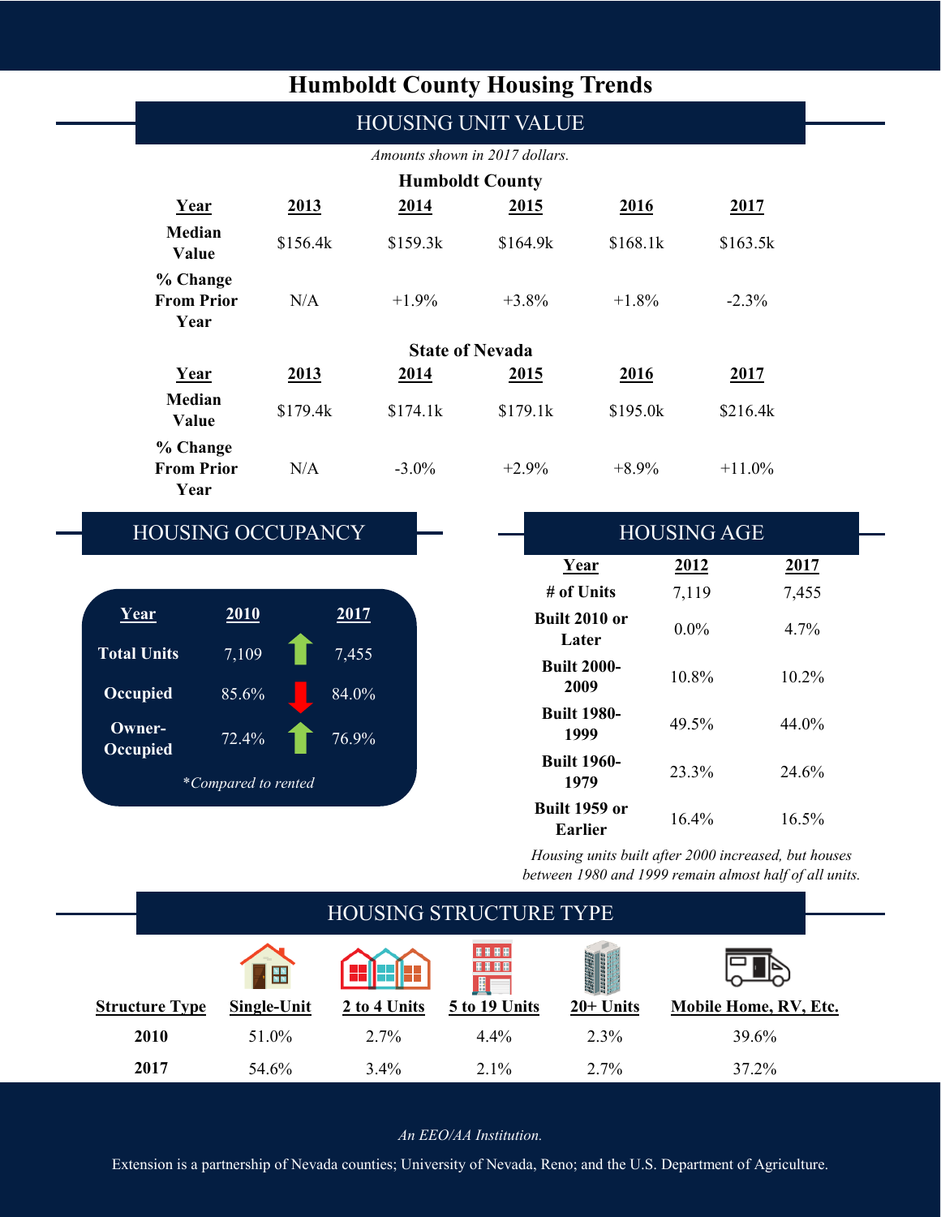# Humboldt County Housing Trends

## HOUSING UNIT VALUE

*Amounts shown in 2017 dollars.*

**Humboldt County**

| Year | 2013 | 2014 | 2015 | 2016 | 2017 |
|---|---|---|---|---|---|
| Median Value | $156.4k | $159.3k | $164.9k | $168.1k | $163.5k |
| % Change From Prior Year | N/A | +1.9% | +3.8% | +1.8% | -2.3% |

**State of Nevada**

| Year | 2013 | 2014 | 2015 | 2016 | 2017 |
|---|---|---|---|---|---|
| Median Value | $179.4k | $174.1k | $179.1k | $195.0k | $216.4k |
| % Change From Prior Year | N/A | -3.0% | +2.9% | +8.9% | +11.0% |

## HOUSING OCCUPANCY

| Year | 2010 | | 2017 |
|---|---|---|---|
| Total Units | 7,109 | ↑ | 7,455 |
| Occupied | 85.6% | ↓ | 84.0% |
| Owner-Occupied | 72.4% | ↑ | 76.9% |

*Compared to rented

## HOUSING AGE

| Year | 2012 | 2017 |
|---|---|---|
| # of Units | 7,119 | 7,455 |
| Built 2010 or Later | 0.0% | 4.7% |
| Built 2000-2009 | 10.8% | 10.2% |
| Built 1980-1999 | 49.5% | 44.0% |
| Built 1960-1979 | 23.3% | 24.6% |
| Built 1959 or Earlier | 16.4% | 16.5% |

*Housing units built after 2000 increased, but houses between 1980 and 1999 remain almost half of all units.*

## HOUSING STRUCTURE TYPE

| Structure Type | Single-Unit | 2 to 4 Units | 5 to 19 Units | 20+ Units | Mobile Home, RV, Etc. |
|---|---|---|---|---|---|
| 2010 | 51.0% | 2.7% | 4.4% | 2.3% | 39.6% |
| 2017 | 54.6% | 3.4% | 2.1% | 2.7% | 37.2% |

*An EEO/AA Institution.*

Extension is a partnership of Nevada counties; University of Nevada, Reno; and the U.S. Department of Agriculture.